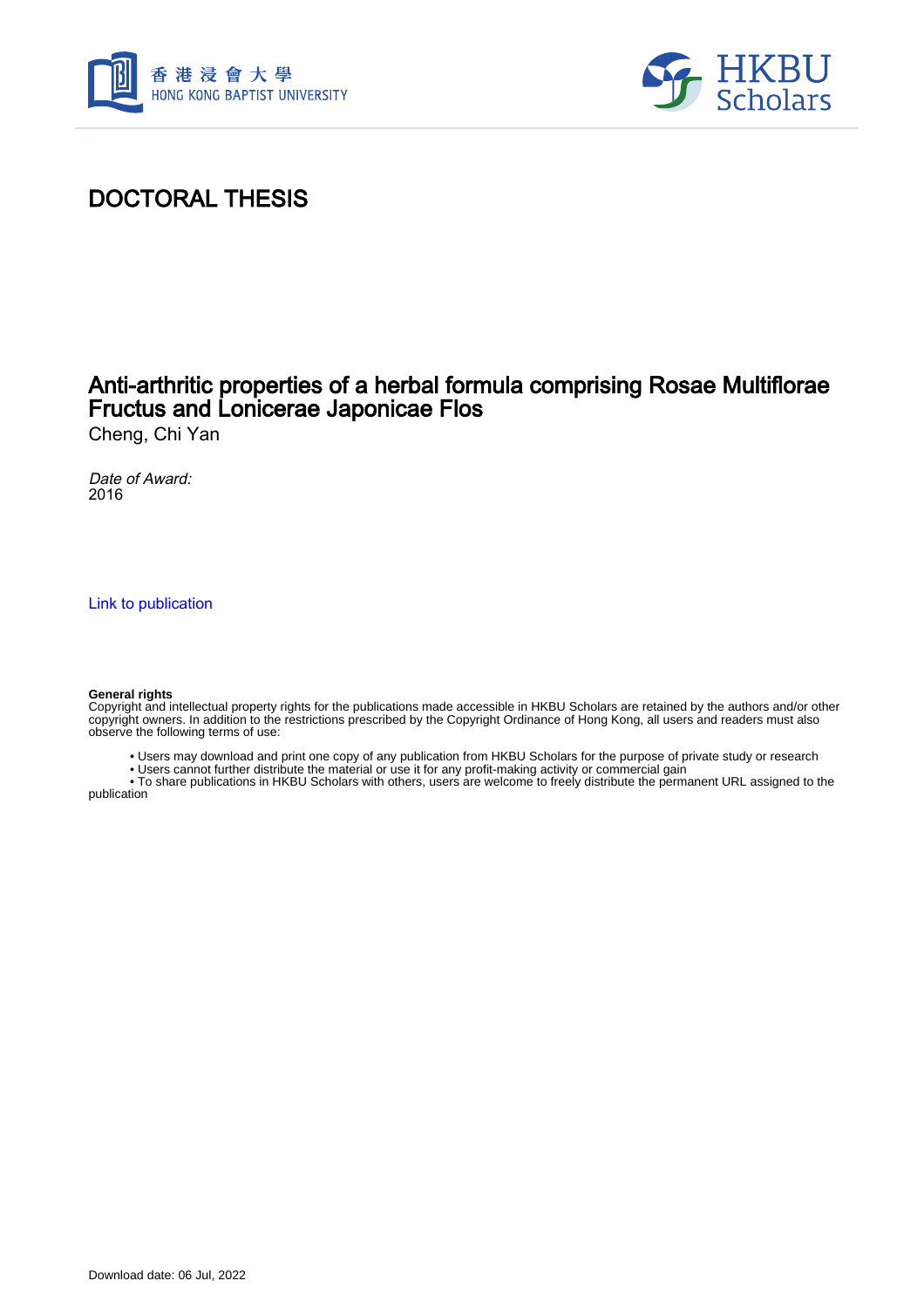# DOCTORAL THESIS

## Anti-arthritic properties of a herbal formula comprising Rosae Multiflorae Fructus and Lonicerae Japonicae Flos

Cheng, Chi Yan

*Date of Award:*
2016

[Link to publication]

**General rights**
Copyright and intellectual property rights for the publications made accessible in HKBU Scholars are retained by the authors and/or other copyright owners. In addition to the restrictions prescribed by the Copyright Ordinance of Hong Kong, all users and readers must also observe the following terms of use:

- Users may download and print one copy of any publication from HKBU Scholars for the purpose of private study or research
- Users cannot further distribute the material or use it for any profit-making activity or commercial gain
- To share publications in HKBU Scholars with others, users are welcome to freely distribute the permanent URL assigned to the publication

Download date: 06 Jul, 2022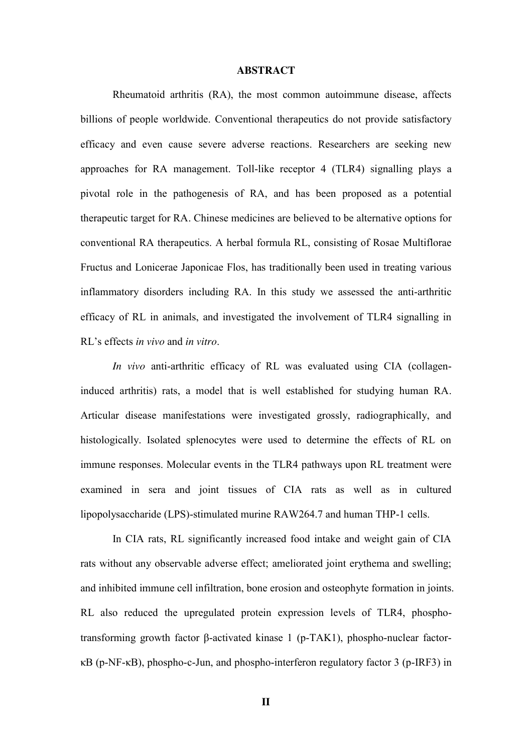# ABSTRACT

Rheumatoid arthritis (RA), the most common autoimmune disease, affects billions of people worldwide. Conventional therapeutics do not provide satisfactory efficacy and even cause severe adverse reactions. Researchers are seeking new approaches for RA management. Toll-like receptor 4 (TLR4) signalling plays a pivotal role in the pathogenesis of RA, and has been proposed as a potential therapeutic target for RA. Chinese medicines are believed to be alternative options for conventional RA therapeutics. A herbal formula RL, consisting of Rosae Multiflorae Fructus and Lonicerae Japonicae Flos, has traditionally been used in treating various inflammatory disorders including RA. In this study we assessed the anti-arthritic efficacy of RL in animals, and investigated the involvement of TLR4 signalling in RL's effects *in vivo* and *in vitro*.

*In vivo* anti-arthritic efficacy of RL was evaluated using CIA (collagen-induced arthritis) rats, a model that is well established for studying human RA. Articular disease manifestations were investigated grossly, radiographically, and histologically. Isolated splenocytes were used to determine the effects of RL on immune responses. Molecular events in the TLR4 pathways upon RL treatment were examined in sera and joint tissues of CIA rats as well as in cultured lipopolysaccharide (LPS)-stimulated murine RAW264.7 and human THP-1 cells.

In CIA rats, RL significantly increased food intake and weight gain of CIA rats without any observable adverse effect; ameliorated joint erythema and swelling; and inhibited immune cell infiltration, bone erosion and osteophyte formation in joints. RL also reduced the upregulated protein expression levels of TLR4, phospho-transforming growth factor β-activated kinase 1 (p-TAK1), phospho-nuclear factor-κB (p-NF-κB), phospho-c-Jun, and phospho-interferon regulatory factor 3 (p-IRF3) in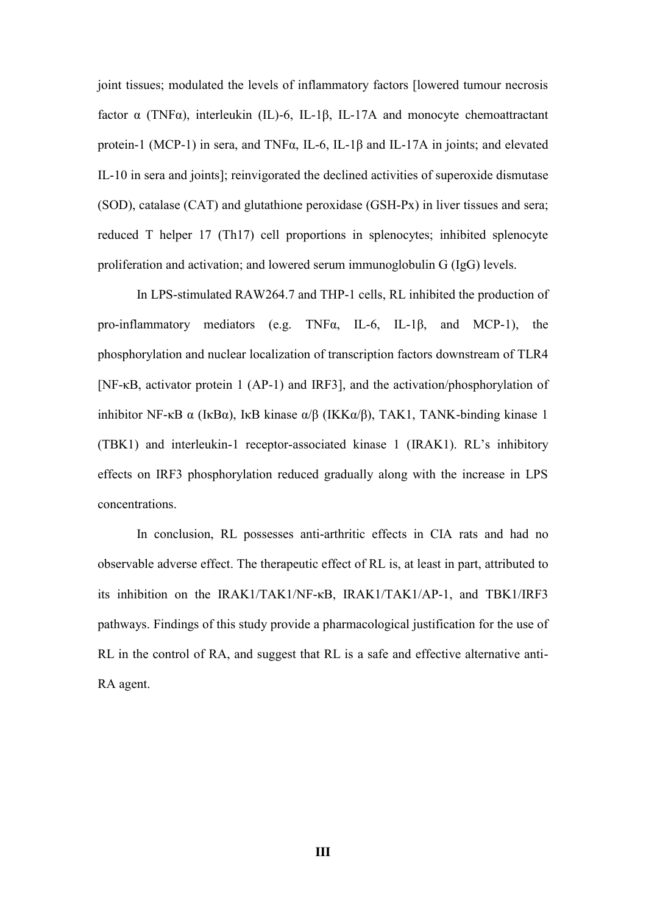joint tissues; modulated the levels of inflammatory factors [lowered tumour necrosis factor α (TNFα), interleukin (IL)-6, IL-1β, IL-17A and monocyte chemoattractant protein-1 (MCP-1) in sera, and TNFα, IL-6, IL-1β and IL-17A in joints; and elevated IL-10 in sera and joints]; reinvigorated the declined activities of superoxide dismutase (SOD), catalase (CAT) and glutathione peroxidase (GSH-Px) in liver tissues and sera; reduced T helper 17 (Th17) cell proportions in splenocytes; inhibited splenocyte proliferation and activation; and lowered serum immunoglobulin G (IgG) levels.

In LPS-stimulated RAW264.7 and THP-1 cells, RL inhibited the production of pro-inflammatory mediators (e.g. TNFα, IL-6, IL-1β, and MCP-1), the phosphorylation and nuclear localization of transcription factors downstream of TLR4 [NF-κB, activator protein 1 (AP-1) and IRF3], and the activation/phosphorylation of inhibitor NF-κB α (IκBα), IκB kinase α/β (IKKα/β), TAK1, TANK-binding kinase 1 (TBK1) and interleukin-1 receptor-associated kinase 1 (IRAK1). RL's inhibitory effects on IRF3 phosphorylation reduced gradually along with the increase in LPS concentrations.

In conclusion, RL possesses anti-arthritic effects in CIA rats and had no observable adverse effect. The therapeutic effect of RL is, at least in part, attributed to its inhibition on the IRAK1/TAK1/NF-κB, IRAK1/TAK1/AP-1, and TBK1/IRF3 pathways. Findings of this study provide a pharmacological justification for the use of RL in the control of RA, and suggest that RL is a safe and effective alternative anti-RA agent.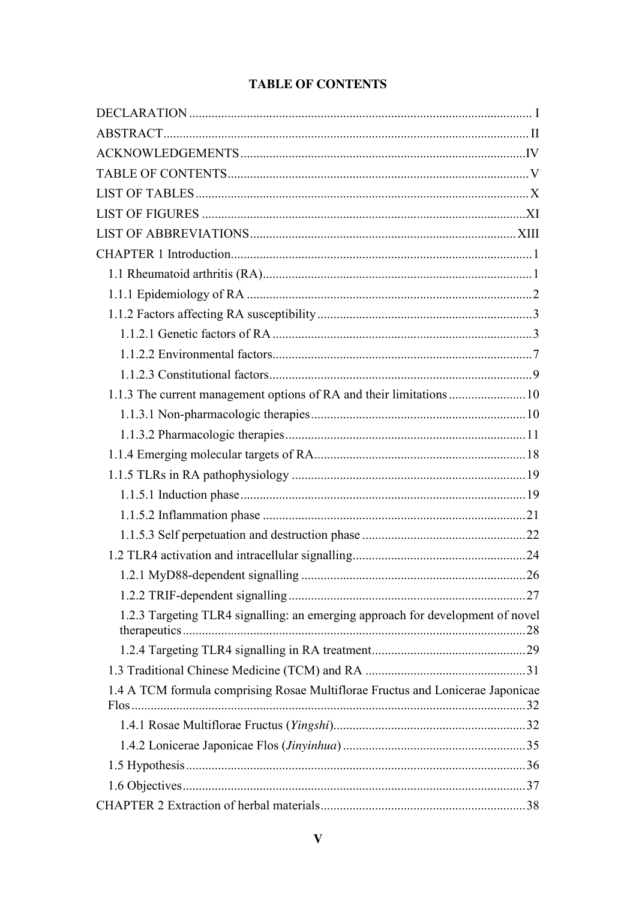# TABLE OF CONTENTS

DECLARATION ........ I

ABSTRACT ........ II

ACKNOWLEDGEMENTS ........ IV

TABLE OF CONTENTS ........ V

LIST OF TABLES ........ X

LIST OF FIGURES ........ XI

LIST OF ABBREVIATIONS ........ XIII

CHAPTER 1 Introduction ........ 1

- 1.1 Rheumatoid arthritis (RA) ........ 1
- 1.1.1 Epidemiology of RA ........ 2
- 1.1.2 Factors affecting RA susceptibility ........ 3
  - 1.1.2.1 Genetic factors of RA ........ 3
  - 1.1.2.2 Environmental factors ........ 7
  - 1.1.2.3 Constitutional factors ........ 9
- 1.1.3 The current management options of RA and their limitations ........ 10
  - 1.1.3.1 Non-pharmacologic therapies ........ 10
  - 1.1.3.2 Pharmacologic therapies ........ 11
- 1.1.4 Emerging molecular targets of RA ........ 18
- 1.1.5 TLRs in RA pathophysiology ........ 19
  - 1.1.5.1 Induction phase ........ 19
  - 1.1.5.2 Inflammation phase ........ 21
  - 1.1.5.3 Self perpetuation and destruction phase ........ 22
- 1.2 TLR4 activation and intracellular signalling ........ 24
  - 1.2.1 MyD88-dependent signalling ........ 26
  - 1.2.2 TRIF-dependent signalling ........ 27
  - 1.2.3 Targeting TLR4 signalling: an emerging approach for development of novel therapeutics ........ 28
  - 1.2.4 Targeting TLR4 signalling in RA treatment ........ 29
- 1.3 Traditional Chinese Medicine (TCM) and RA ........ 31
- 1.4 A TCM formula comprising Rosae Multiflorae Fructus and Lonicerae Japonicae Flos ........ 32
  - 1.4.1 Rosae Multiflorae Fructus (*Yingshi*) ........ 32
  - 1.4.2 Lonicerae Japonicae Flos (*Jinyinhua*) ........ 35
- 1.5 Hypothesis ........ 36
- 1.6 Objectives ........ 37

CHAPTER 2 Extraction of herbal materials ........ 38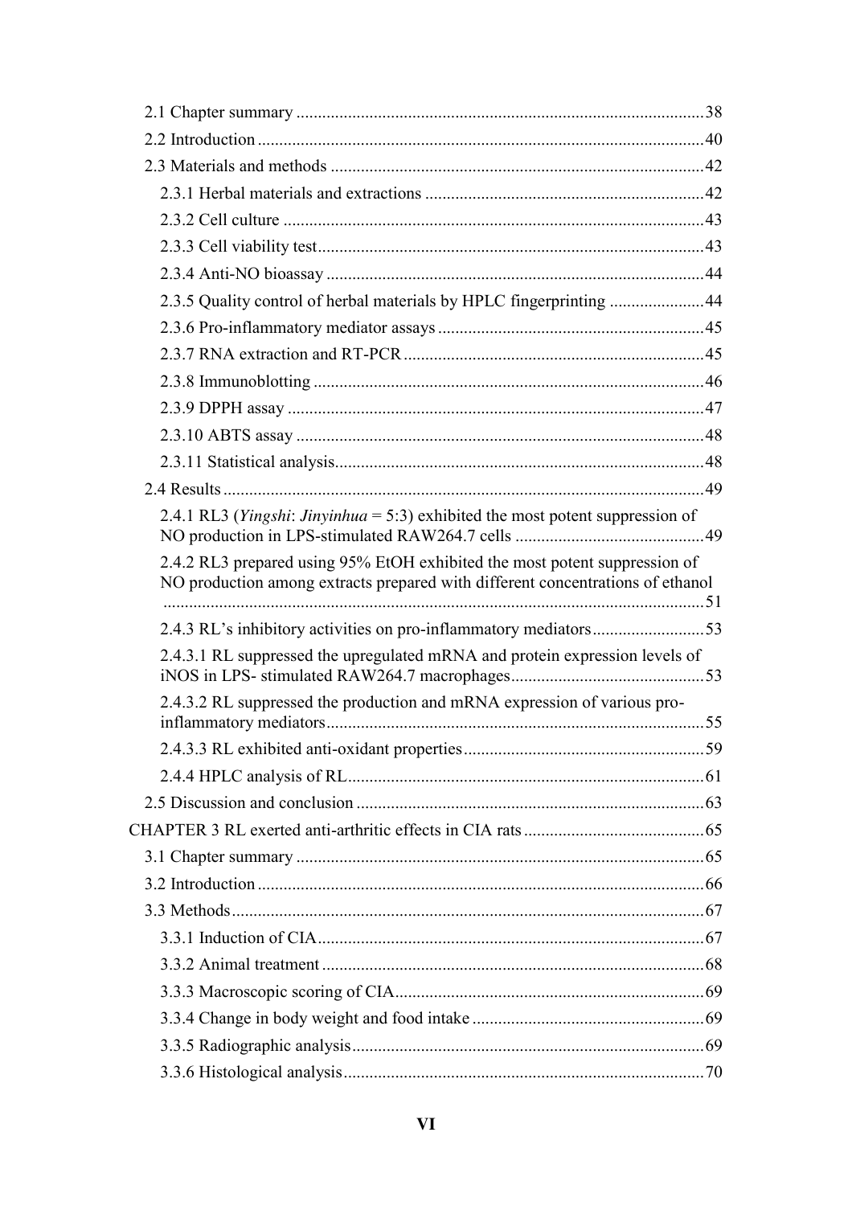2.1 Chapter summary .............................................................................................38

2.2 Introduction ......................................................................................................40

2.3 Materials and methods .....................................................................................42

2.3.1 Herbal materials and extractions ...............................................................42

2.3.2 Cell culture ................................................................................................43

2.3.3 Cell viability test........................................................................................43

2.3.4 Anti-NO bioassay ......................................................................................44

2.3.5 Quality control of herbal materials by HPLC fingerprinting .....................44

2.3.6 Pro-inflammatory mediator assays ............................................................45

2.3.7 RNA extraction and RT-PCR ....................................................................45

2.3.8 Immunoblotting .........................................................................................46

2.3.9 DPPH assay ...............................................................................................47

2.3.10 ABTS assay .............................................................................................48

2.3.11 Statistical analysis....................................................................................48

2.4 Results ..............................................................................................................49

2.4.1 RL3 (*Yingshi*: *Jinyinhua* = 5:3) exhibited the most potent suppression of NO production in LPS-stimulated RAW264.7 cells ...........................................49

2.4.2 RL3 prepared using 95% EtOH exhibited the most potent suppression of NO production among extracts prepared with different concentrations of ethanol ............................................................................................................51

2.4.3 RL's inhibitory activities on pro-inflammatory mediators.........................53

2.4.3.1 RL suppressed the upregulated mRNA and protein expression levels of iNOS in LPS- stimulated RAW264.7 macrophages............................................53

2.4.3.2 RL suppressed the production and mRNA expression of various pro-inflammatory mediators......................................................................................55

2.4.3.3 RL exhibited anti-oxidant properties.......................................................59

2.4.4 HPLC analysis of RL..................................................................................61

2.5 Discussion and conclusion ...............................................................................63

CHAPTER 3 RL exerted anti-arthritic effects in CIA rats .........................................65

3.1 Chapter summary .............................................................................................65

3.2 Introduction ......................................................................................................66

3.3 Methods............................................................................................................67

3.3.1 Induction of CIA........................................................................................67

3.3.2 Animal treatment .......................................................................................68

3.3.3 Macroscopic scoring of CIA.......................................................................69

3.3.4 Change in body weight and food intake .....................................................69

3.3.5 Radiographic analysis................................................................................69

3.3.6 Histological analysis..................................................................................70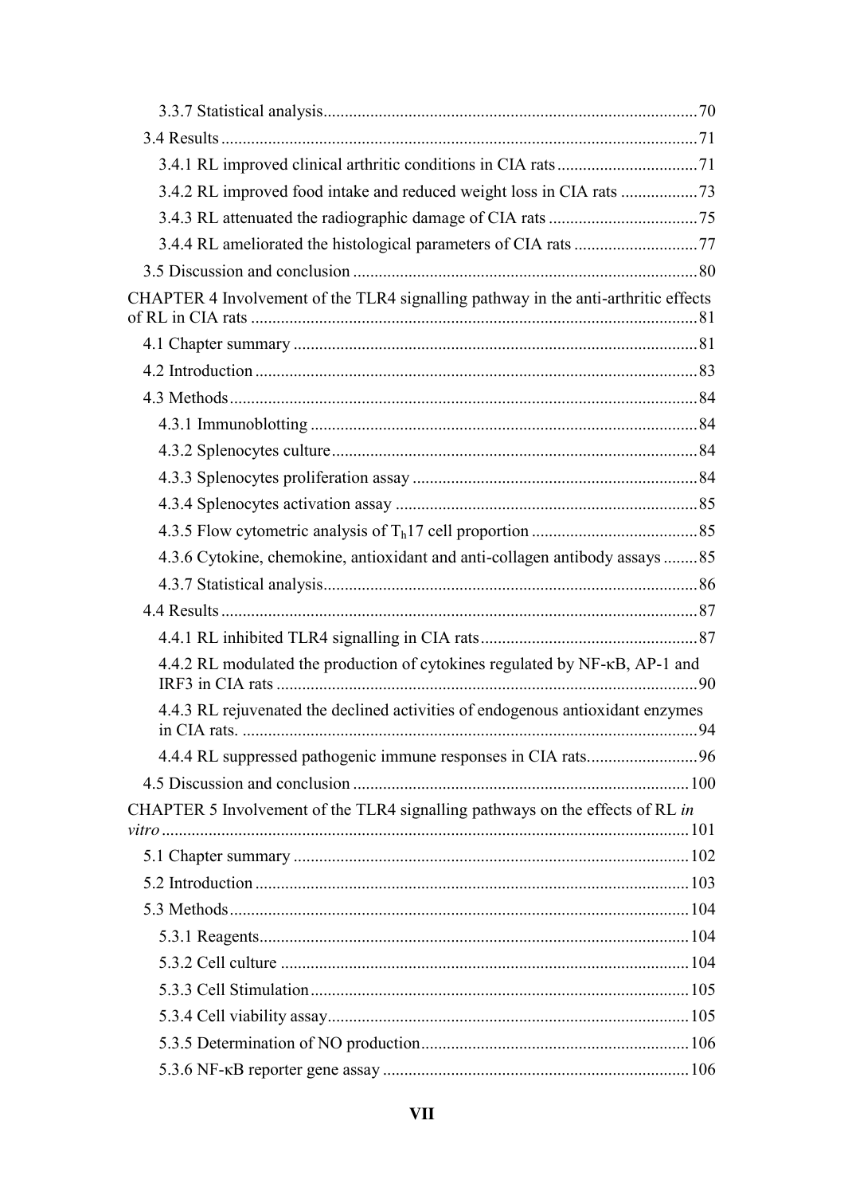3.3.7 Statistical analysis....................................................................................70

3.4 Results ...............................................................................................................71

3.4.1 RL improved clinical arthritic conditions in CIA rats.................................71

3.4.2 RL improved food intake and reduced weight loss in CIA rats ..................73

3.4.3 RL attenuated the radiographic damage of CIA rats ...................................75

3.4.4 RL ameliorated the histological parameters of CIA rats .............................77

3.5 Discussion and conclusion ................................................................................80

CHAPTER 4 Involvement of the TLR4 signalling pathway in the anti-arthritic effects of RL in CIA rats ........................................................................................................81

4.1 Chapter summary ..............................................................................................81

4.2 Introduction .......................................................................................................83

4.3 Methods.............................................................................................................84

4.3.1 Immunoblotting ..........................................................................................84

4.3.2 Splenocytes culture.....................................................................................84

4.3.3 Splenocytes proliferation assay ..................................................................84

4.3.4 Splenocytes activation assay ......................................................................85

4.3.5 Flow cytometric analysis of $T_h17$ cell proportion .......................................85

4.3.6 Cytokine, chemokine, antioxidant and anti-collagen antibody assays ........85

4.3.7 Statistical analysis.......................................................................................86

4.4 Results ...............................................................................................................87

4.4.1 RL inhibited TLR4 signalling in CIA rats..................................................87

4.4.2 RL modulated the production of cytokines regulated by NF-κB, AP-1 and IRF3 in CIA rats ..................................................................................................90

4.4.3 RL rejuvenated the declined activities of endogenous antioxidant enzymes in CIA rats. ..........................................................................................................94

4.4.4 RL suppressed pathogenic immune responses in CIA rats..........................96

4.5 Discussion and conclusion ..............................................................................100

CHAPTER 5 Involvement of the TLR4 signalling pathways on the effects of RL *in vitro* ...........................................................................................................................101

5.1 Chapter summary ............................................................................................102

5.2 Introduction .....................................................................................................103

5.3 Methods...........................................................................................................104

5.3.1 Reagents....................................................................................................104

5.3.2 Cell culture ...............................................................................................104

5.3.3 Cell Stimulation........................................................................................105

5.3.4 Cell viability assay....................................................................................105

5.3.5 Determination of NO production...............................................................106

5.3.6 NF-κB reporter gene assay .......................................................................106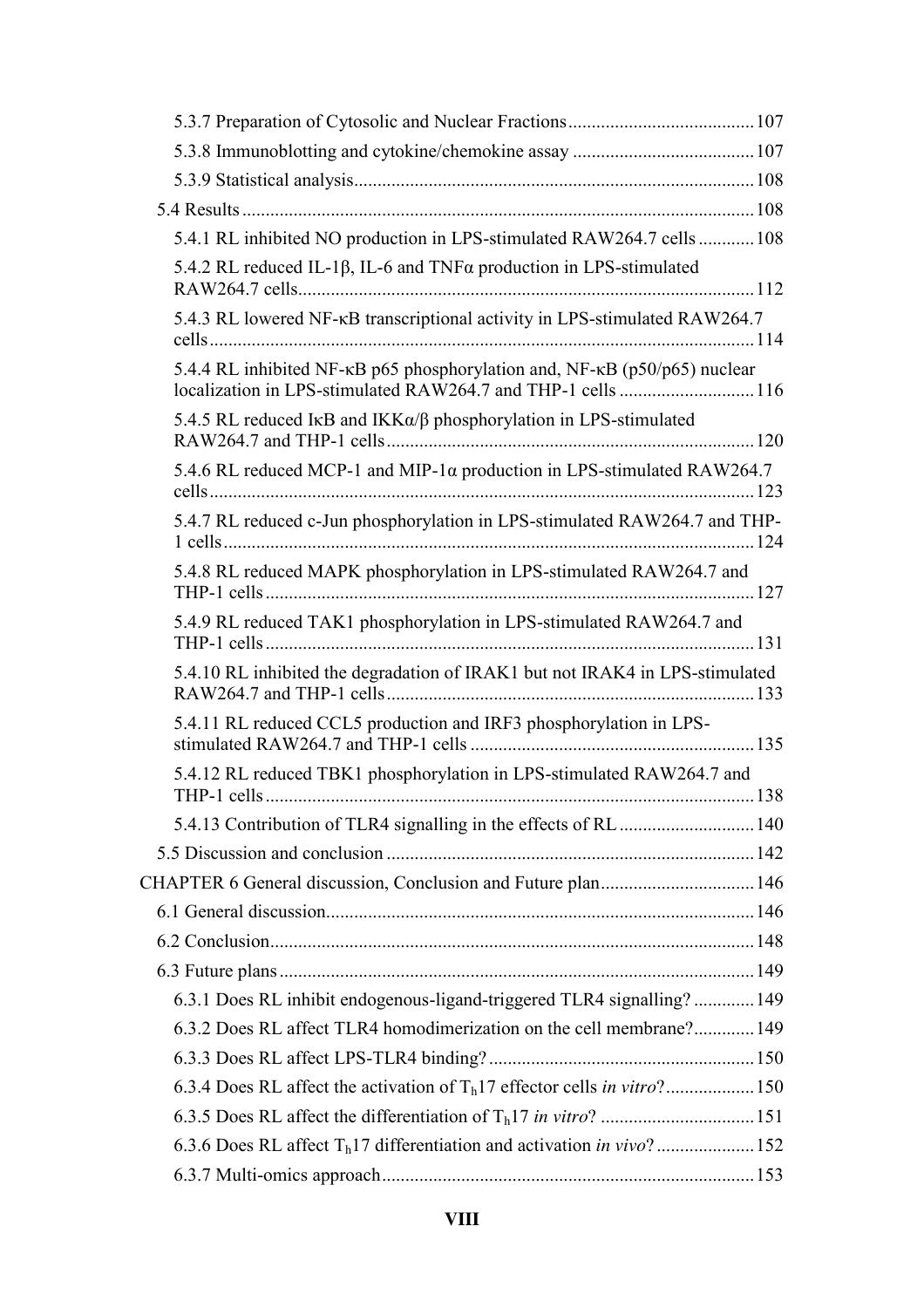5.3.7 Preparation of Cytosolic and Nuclear Fractions ........ 107

5.3.8 Immunoblotting and cytokine/chemokine assay ........ 107

5.3.9 Statistical analysis ........ 108

5.4 Results ........ 108

5.4.1 RL inhibited NO production in LPS-stimulated RAW264.7 cells ........ 108

5.4.2 RL reduced IL-1β, IL-6 and TNFα production in LPS-stimulated RAW264.7 cells ........ 112

5.4.3 RL lowered NF-κB transcriptional activity in LPS-stimulated RAW264.7 cells ........ 114

5.4.4 RL inhibited NF-κB p65 phosphorylation and, NF-κB (p50/p65) nuclear localization in LPS-stimulated RAW264.7 and THP-1 cells ........ 116

5.4.5 RL reduced IκB and IKKα/β phosphorylation in LPS-stimulated RAW264.7 and THP-1 cells ........ 120

5.4.6 RL reduced MCP-1 and MIP-1α production in LPS-stimulated RAW264.7 cells ........ 123

5.4.7 RL reduced c-Jun phosphorylation in LPS-stimulated RAW264.7 and THP-1 cells ........ 124

5.4.8 RL reduced MAPK phosphorylation in LPS-stimulated RAW264.7 and THP-1 cells ........ 127

5.4.9 RL reduced TAK1 phosphorylation in LPS-stimulated RAW264.7 and THP-1 cells ........ 131

5.4.10 RL inhibited the degradation of IRAK1 but not IRAK4 in LPS-stimulated RAW264.7 and THP-1 cells ........ 133

5.4.11 RL reduced CCL5 production and IRF3 phosphorylation in LPS-stimulated RAW264.7 and THP-1 cells ........ 135

5.4.12 RL reduced TBK1 phosphorylation in LPS-stimulated RAW264.7 and THP-1 cells ........ 138

5.4.13 Contribution of TLR4 signalling in the effects of RL ........ 140

5.5 Discussion and conclusion ........ 142

CHAPTER 6 General discussion, Conclusion and Future plan ........ 146

6.1 General discussion ........ 146

6.2 Conclusion ........ 148

6.3 Future plans ........ 149

6.3.1 Does RL inhibit endogenous-ligand-triggered TLR4 signalling? ........ 149

6.3.2 Does RL affect TLR4 homodimerization on the cell membrane? ........ 149

6.3.3 Does RL affect LPS-TLR4 binding? ........ 150

6.3.4 Does RL affect the activation of $T_h17$ effector cells *in vitro*? ........ 150

6.3.5 Does RL affect the differentiation of $T_h17$ *in vitro*? ........ 151

6.3.6 Does RL affect $T_h17$ differentiation and activation *in vivo*? ........ 152

6.3.7 Multi-omics approach ........ 153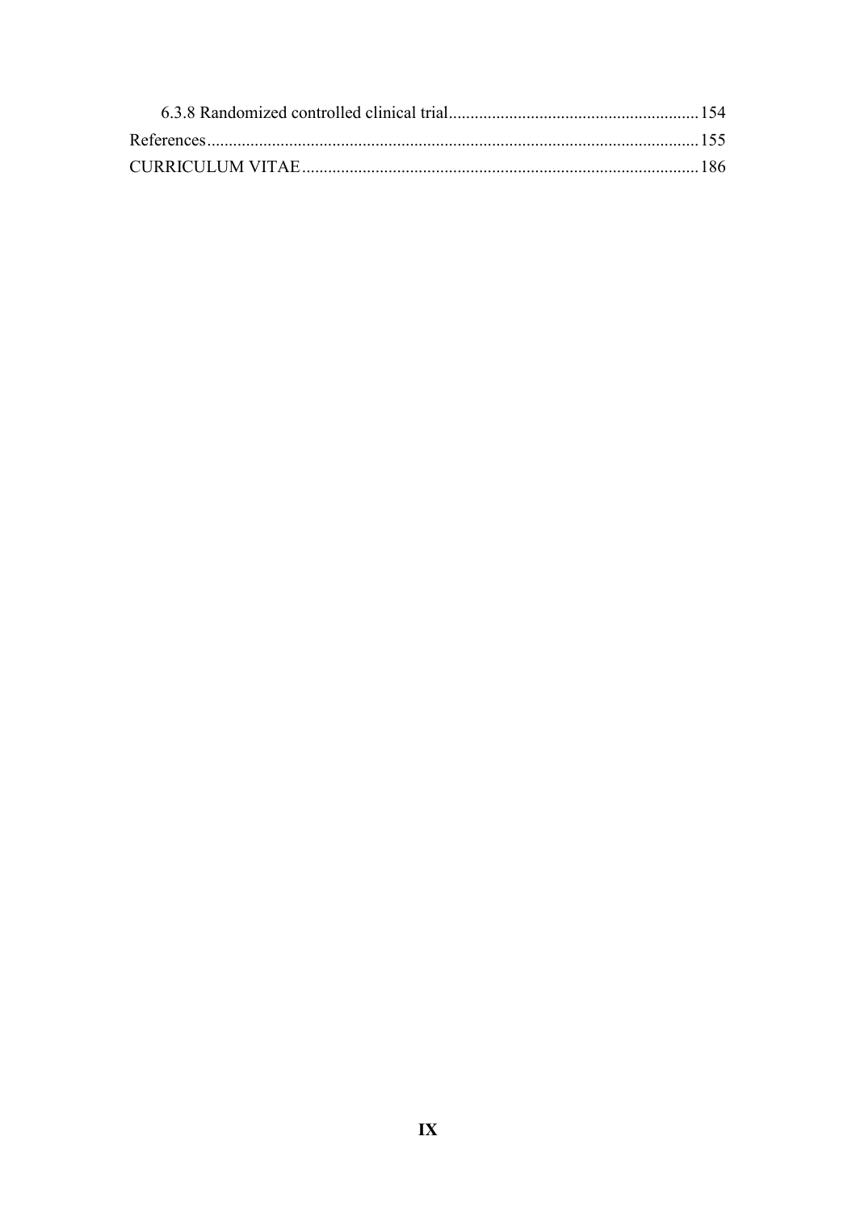6.3.8 Randomized controlled clinical trial....................................................................154

References....................................................................................................................155

CURRICULUM VITAE...................................................................................................186